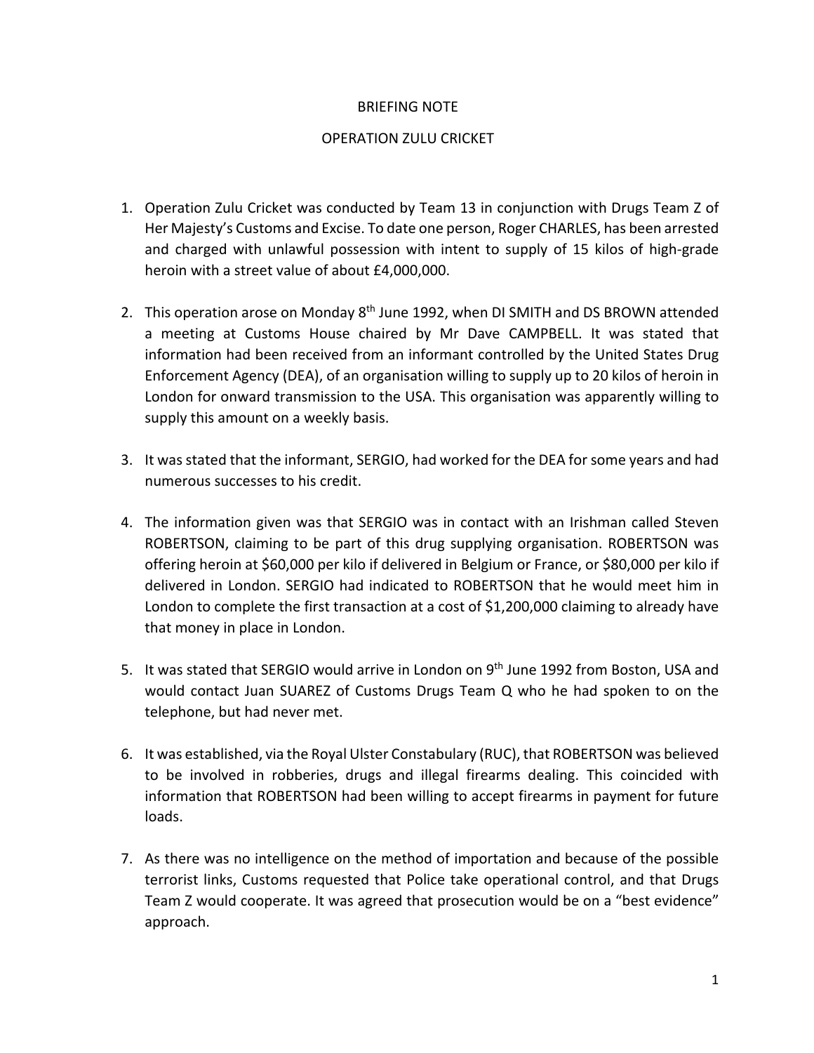# BRIEFING NOTE

## OPERATION ZULU CRICKET

1. Operation Zulu Cricket was conducted by Team 13 in conjunction with Drugs Team Z of Her Majesty's Customs and Excise. To date one person, Roger CHARLES, has been arrested and charged with unlawful possession with intent to supply of 15 kilos of high-grade heroin with a street value of about £4,000,000.

2. This operation arose on Monday 8th June 1992, when DI SMITH and DS BROWN attended a meeting at Customs House chaired by Mr Dave CAMPBELL. It was stated that information had been received from an informant controlled by the United States Drug Enforcement Agency (DEA), of an organisation willing to supply up to 20 kilos of heroin in London for onward transmission to the USA. This organisation was apparently willing to supply this amount on a weekly basis.

3. It was stated that the informant, SERGIO, had worked for the DEA for some years and had numerous successes to his credit.

4. The information given was that SERGIO was in contact with an Irishman called Steven ROBERTSON, claiming to be part of this drug supplying organisation. ROBERTSON was offering heroin at $60,000 per kilo if delivered in Belgium or France, or $80,000 per kilo if delivered in London. SERGIO had indicated to ROBERTSON that he would meet him in London to complete the first transaction at a cost of $1,200,000 claiming to already have that money in place in London.

5. It was stated that SERGIO would arrive in London on 9th June 1992 from Boston, USA and would contact Juan SUAREZ of Customs Drugs Team Q who he had spoken to on the telephone, but had never met.

6. It was established, via the Royal Ulster Constabulary (RUC), that ROBERTSON was believed to be involved in robberies, drugs and illegal firearms dealing. This coincided with information that ROBERTSON had been willing to accept firearms in payment for future loads.

7. As there was no intelligence on the method of importation and because of the possible terrorist links, Customs requested that Police take operational control, and that Drugs Team Z would cooperate. It was agreed that prosecution would be on a "best evidence" approach.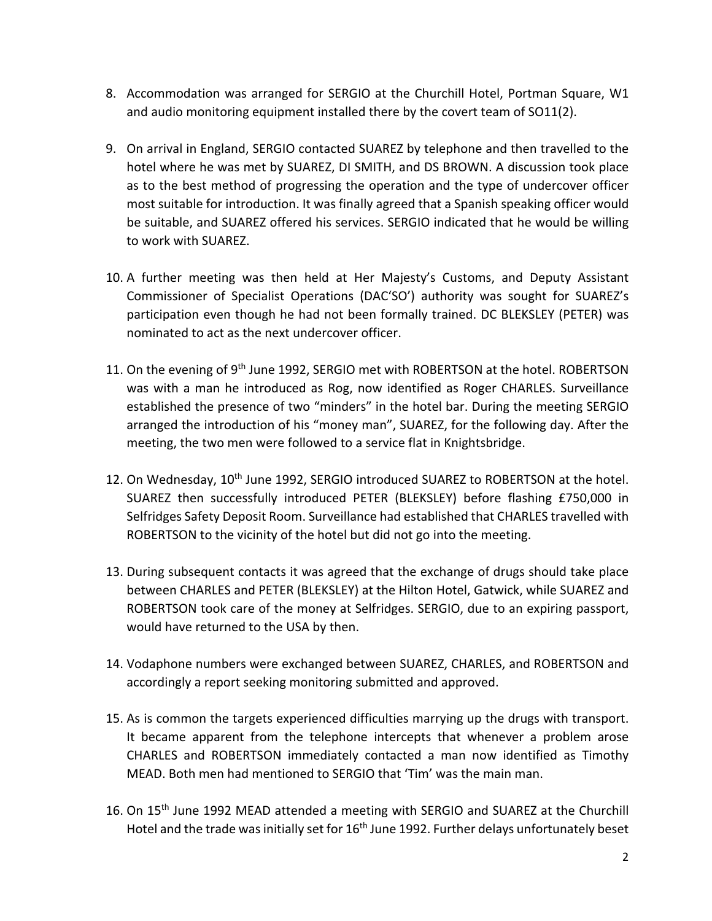8. Accommodation was arranged for SERGIO at the Churchill Hotel, Portman Square, W1 and audio monitoring equipment installed there by the covert team of SO11(2).

9. On arrival in England, SERGIO contacted SUAREZ by telephone and then travelled to the hotel where he was met by SUAREZ, DI SMITH, and DS BROWN. A discussion took place as to the best method of progressing the operation and the type of undercover officer most suitable for introduction. It was finally agreed that a Spanish speaking officer would be suitable, and SUAREZ offered his services. SERGIO indicated that he would be willing to work with SUAREZ.

10. A further meeting was then held at Her Majesty's Customs, and Deputy Assistant Commissioner of Specialist Operations (DAC'SO') authority was sought for SUAREZ's participation even though he had not been formally trained. DC BLEKSLEY (PETER) was nominated to act as the next undercover officer.

11. On the evening of 9th June 1992, SERGIO met with ROBERTSON at the hotel. ROBERTSON was with a man he introduced as Rog, now identified as Roger CHARLES. Surveillance established the presence of two "minders" in the hotel bar. During the meeting SERGIO arranged the introduction of his "money man", SUAREZ, for the following day. After the meeting, the two men were followed to a service flat in Knightsbridge.

12. On Wednesday, 10th June 1992, SERGIO introduced SUAREZ to ROBERTSON at the hotel. SUAREZ then successfully introduced PETER (BLEKSLEY) before flashing £750,000 in Selfridges Safety Deposit Room. Surveillance had established that CHARLES travelled with ROBERTSON to the vicinity of the hotel but did not go into the meeting.

13. During subsequent contacts it was agreed that the exchange of drugs should take place between CHARLES and PETER (BLEKSLEY) at the Hilton Hotel, Gatwick, while SUAREZ and ROBERTSON took care of the money at Selfridges. SERGIO, due to an expiring passport, would have returned to the USA by then.

14. Vodaphone numbers were exchanged between SUAREZ, CHARLES, and ROBERTSON and accordingly a report seeking monitoring submitted and approved.

15. As is common the targets experienced difficulties marrying up the drugs with transport. It became apparent from the telephone intercepts that whenever a problem arose CHARLES and ROBERTSON immediately contacted a man now identified as Timothy MEAD. Both men had mentioned to SERGIO that 'Tim' was the main man.

16. On 15th June 1992 MEAD attended a meeting with SERGIO and SUAREZ at the Churchill Hotel and the trade was initially set for 16th June 1992. Further delays unfortunately beset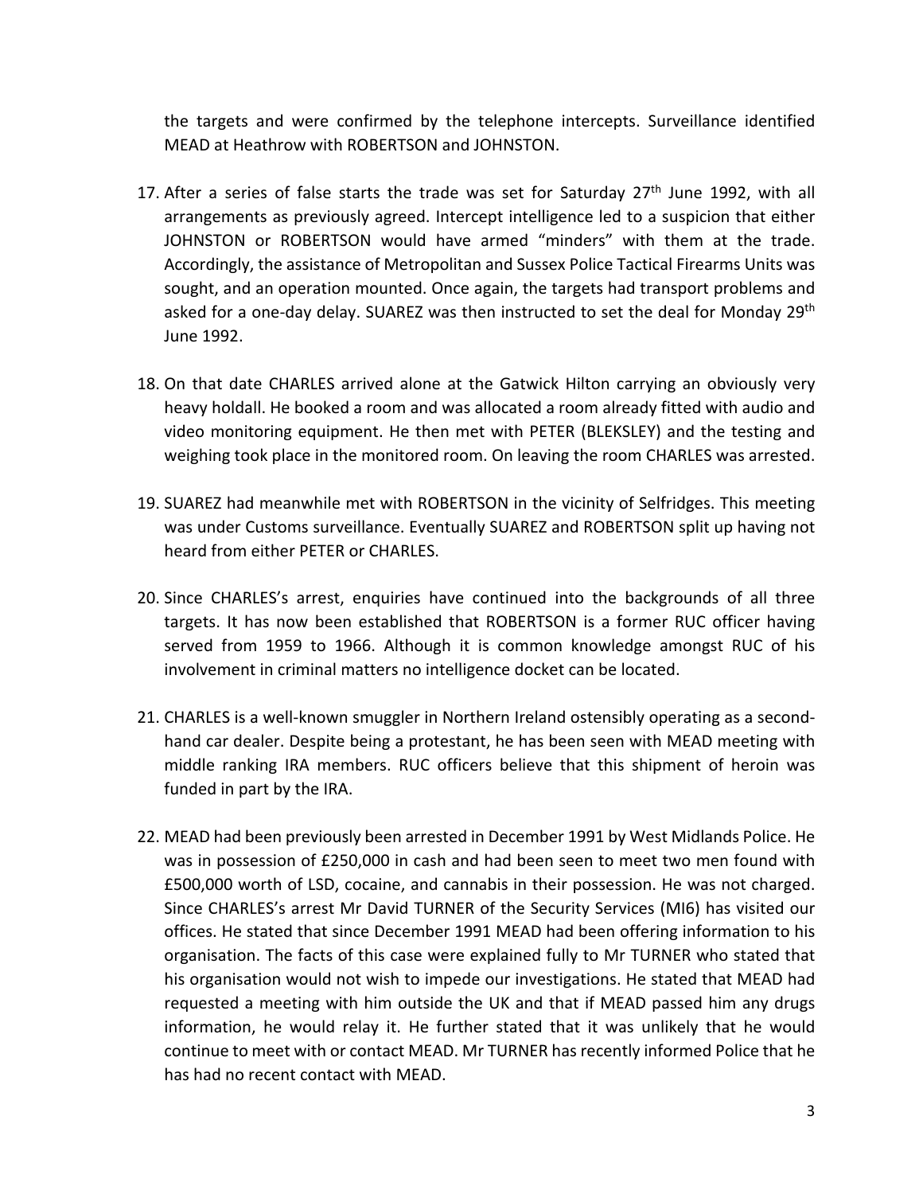the targets and were confirmed by the telephone intercepts. Surveillance identified MEAD at Heathrow with ROBERTSON and JOHNSTON.

17. After a series of false starts the trade was set for Saturday 27th June 1992, with all arrangements as previously agreed. Intercept intelligence led to a suspicion that either JOHNSTON or ROBERTSON would have armed "minders" with them at the trade. Accordingly, the assistance of Metropolitan and Sussex Police Tactical Firearms Units was sought, and an operation mounted. Once again, the targets had transport problems and asked for a one-day delay. SUAREZ was then instructed to set the deal for Monday 29th June 1992.

18. On that date CHARLES arrived alone at the Gatwick Hilton carrying an obviously very heavy holdall. He booked a room and was allocated a room already fitted with audio and video monitoring equipment. He then met with PETER (BLEKSLEY) and the testing and weighing took place in the monitored room. On leaving the room CHARLES was arrested.

19. SUAREZ had meanwhile met with ROBERTSON in the vicinity of Selfridges. This meeting was under Customs surveillance. Eventually SUAREZ and ROBERTSON split up having not heard from either PETER or CHARLES.

20. Since CHARLES's arrest, enquiries have continued into the backgrounds of all three targets. It has now been established that ROBERTSON is a former RUC officer having served from 1959 to 1966. Although it is common knowledge amongst RUC of his involvement in criminal matters no intelligence docket can be located.

21. CHARLES is a well-known smuggler in Northern Ireland ostensibly operating as a second-hand car dealer. Despite being a protestant, he has been seen with MEAD meeting with middle ranking IRA members. RUC officers believe that this shipment of heroin was funded in part by the IRA.

22. MEAD had been previously been arrested in December 1991 by West Midlands Police. He was in possession of £250,000 in cash and had been seen to meet two men found with £500,000 worth of LSD, cocaine, and cannabis in their possession. He was not charged. Since CHARLES's arrest Mr David TURNER of the Security Services (MI6) has visited our offices. He stated that since December 1991 MEAD had been offering information to his organisation. The facts of this case were explained fully to Mr TURNER who stated that his organisation would not wish to impede our investigations. He stated that MEAD had requested a meeting with him outside the UK and that if MEAD passed him any drugs information, he would relay it. He further stated that it was unlikely that he would continue to meet with or contact MEAD. Mr TURNER has recently informed Police that he has had no recent contact with MEAD.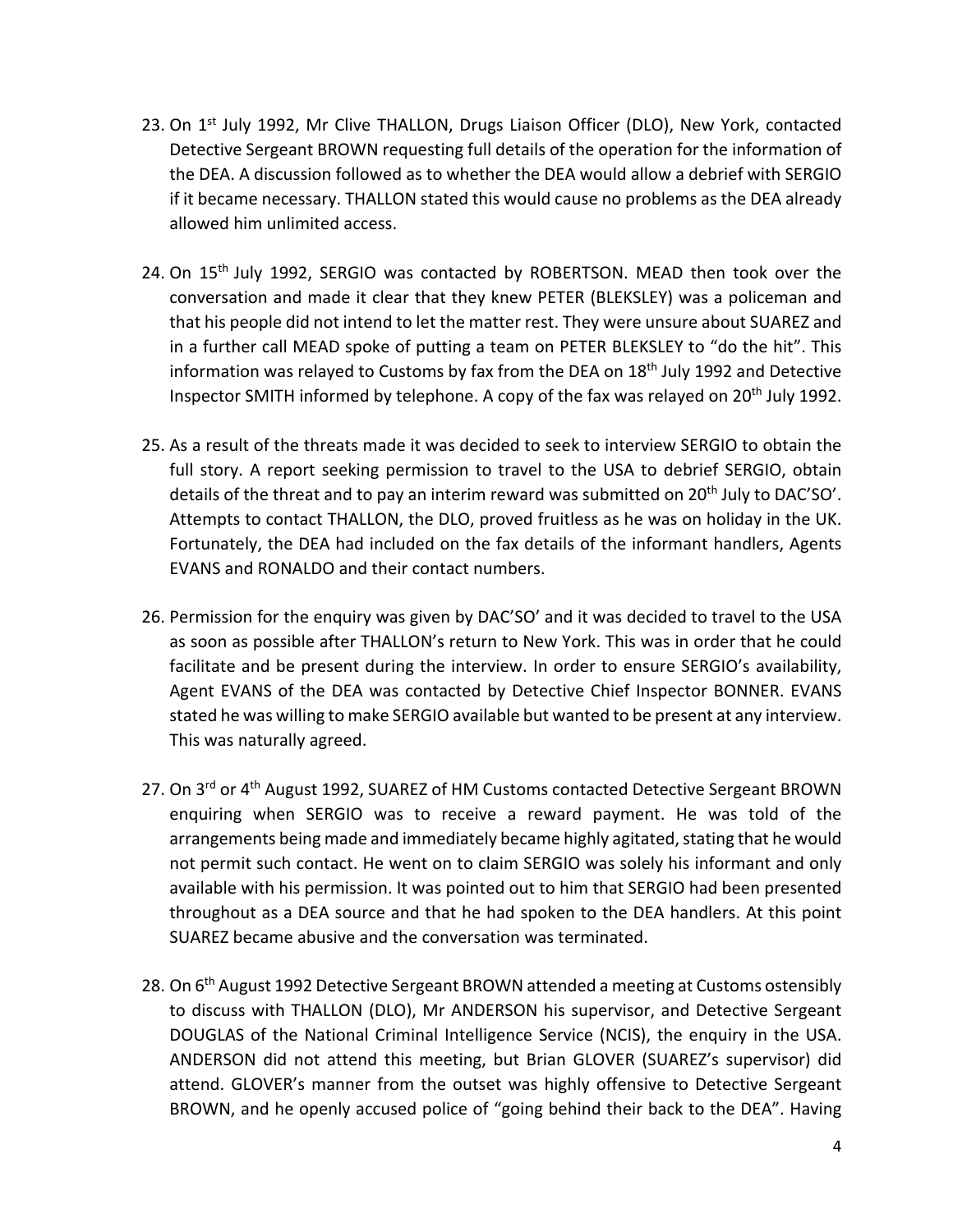23. On 1st July 1992, Mr Clive THALLON, Drugs Liaison Officer (DLO), New York, contacted Detective Sergeant BROWN requesting full details of the operation for the information of the DEA. A discussion followed as to whether the DEA would allow a debrief with SERGIO if it became necessary. THALLON stated this would cause no problems as the DEA already allowed him unlimited access.

24. On 15th July 1992, SERGIO was contacted by ROBERTSON. MEAD then took over the conversation and made it clear that they knew PETER (BLEKSLEY) was a policeman and that his people did not intend to let the matter rest. They were unsure about SUAREZ and in a further call MEAD spoke of putting a team on PETER BLEKSLEY to "do the hit". This information was relayed to Customs by fax from the DEA on 18th July 1992 and Detective Inspector SMITH informed by telephone. A copy of the fax was relayed on 20th July 1992.

25. As a result of the threats made it was decided to seek to interview SERGIO to obtain the full story. A report seeking permission to travel to the USA to debrief SERGIO, obtain details of the threat and to pay an interim reward was submitted on 20th July to DAC'SO'. Attempts to contact THALLON, the DLO, proved fruitless as he was on holiday in the UK. Fortunately, the DEA had included on the fax details of the informant handlers, Agents EVANS and RONALDO and their contact numbers.

26. Permission for the enquiry was given by DAC'SO' and it was decided to travel to the USA as soon as possible after THALLON's return to New York. This was in order that he could facilitate and be present during the interview. In order to ensure SERGIO's availability, Agent EVANS of the DEA was contacted by Detective Chief Inspector BONNER. EVANS stated he was willing to make SERGIO available but wanted to be present at any interview. This was naturally agreed.

27. On 3rd or 4th August 1992, SUAREZ of HM Customs contacted Detective Sergeant BROWN enquiring when SERGIO was to receive a reward payment. He was told of the arrangements being made and immediately became highly agitated, stating that he would not permit such contact. He went on to claim SERGIO was solely his informant and only available with his permission. It was pointed out to him that SERGIO had been presented throughout as a DEA source and that he had spoken to the DEA handlers. At this point SUAREZ became abusive and the conversation was terminated.

28. On 6th August 1992 Detective Sergeant BROWN attended a meeting at Customs ostensibly to discuss with THALLON (DLO), Mr ANDERSON his supervisor, and Detective Sergeant DOUGLAS of the National Criminal Intelligence Service (NCIS), the enquiry in the USA. ANDERSON did not attend this meeting, but Brian GLOVER (SUAREZ's supervisor) did attend. GLOVER's manner from the outset was highly offensive to Detective Sergeant BROWN, and he openly accused police of "going behind their back to the DEA". Having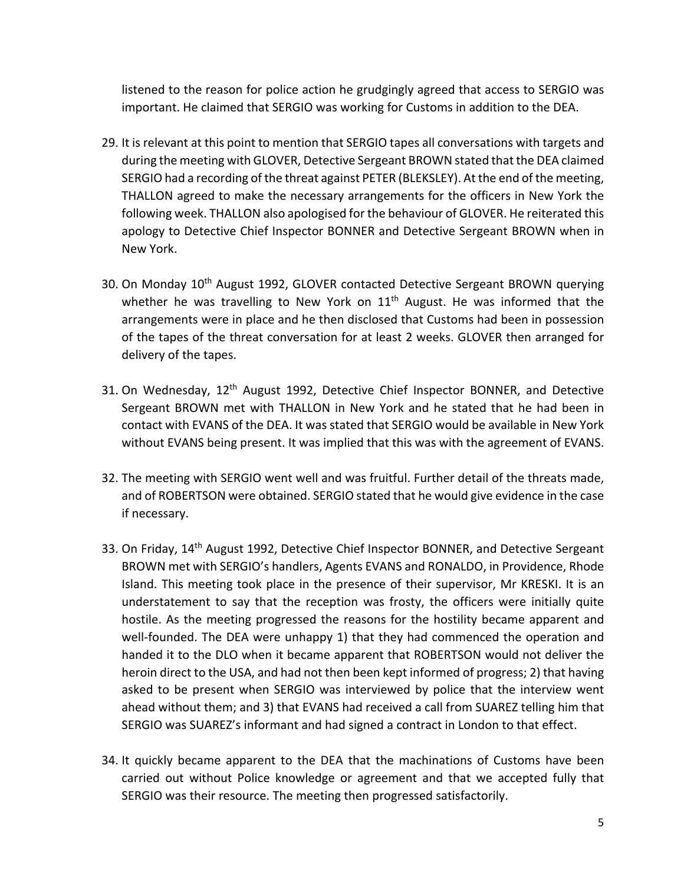listened to the reason for police action he grudgingly agreed that access to SERGIO was important. He claimed that SERGIO was working for Customs in addition to the DEA.

29. It is relevant at this point to mention that SERGIO tapes all conversations with targets and during the meeting with GLOVER, Detective Sergeant BROWN stated that the DEA claimed SERGIO had a recording of the threat against PETER (BLEKSLEY). At the end of the meeting, THALLON agreed to make the necessary arrangements for the officers in New York the following week. THALLON also apologised for the behaviour of GLOVER. He reiterated this apology to Detective Chief Inspector BONNER and Detective Sergeant BROWN when in New York.

30. On Monday 10th August 1992, GLOVER contacted Detective Sergeant BROWN querying whether he was travelling to New York on 11th August. He was informed that the arrangements were in place and he then disclosed that Customs had been in possession of the tapes of the threat conversation for at least 2 weeks. GLOVER then arranged for delivery of the tapes.

31. On Wednesday, 12th August 1992, Detective Chief Inspector BONNER, and Detective Sergeant BROWN met with THALLON in New York and he stated that he had been in contact with EVANS of the DEA. It was stated that SERGIO would be available in New York without EVANS being present. It was implied that this was with the agreement of EVANS.

32. The meeting with SERGIO went well and was fruitful. Further detail of the threats made, and of ROBERTSON were obtained. SERGIO stated that he would give evidence in the case if necessary.

33. On Friday, 14th August 1992, Detective Chief Inspector BONNER, and Detective Sergeant BROWN met with SERGIO's handlers, Agents EVANS and RONALDO, in Providence, Rhode Island. This meeting took place in the presence of their supervisor, Mr KRESKI. It is an understatement to say that the reception was frosty, the officers were initially quite hostile. As the meeting progressed the reasons for the hostility became apparent and well-founded. The DEA were unhappy 1) that they had commenced the operation and handed it to the DLO when it became apparent that ROBERTSON would not deliver the heroin direct to the USA, and had not then been kept informed of progress; 2) that having asked to be present when SERGIO was interviewed by police that the interview went ahead without them; and 3) that EVANS had received a call from SUAREZ telling him that SERGIO was SUAREZ's informant and had signed a contract in London to that effect.

34. It quickly became apparent to the DEA that the machinations of Customs have been carried out without Police knowledge or agreement and that we accepted fully that SERGIO was their resource. The meeting then progressed satisfactorily.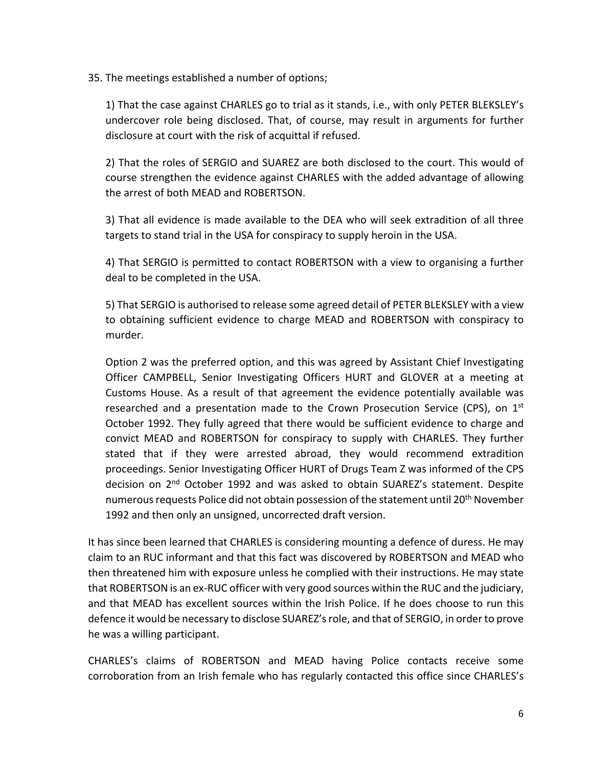35. The meetings established a number of options;

1) That the case against CHARLES go to trial as it stands, i.e., with only PETER BLEKSLEY's undercover role being disclosed. That, of course, may result in arguments for further disclosure at court with the risk of acquittal if refused.

2) That the roles of SERGIO and SUAREZ are both disclosed to the court. This would of course strengthen the evidence against CHARLES with the added advantage of allowing the arrest of both MEAD and ROBERTSON.

3) That all evidence is made available to the DEA who will seek extradition of all three targets to stand trial in the USA for conspiracy to supply heroin in the USA.

4) That SERGIO is permitted to contact ROBERTSON with a view to organising a further deal to be completed in the USA.

5) That SERGIO is authorised to release some agreed detail of PETER BLEKSLEY with a view to obtaining sufficient evidence to charge MEAD and ROBERTSON with conspiracy to murder.

Option 2 was the preferred option, and this was agreed by Assistant Chief Investigating Officer CAMPBELL, Senior Investigating Officers HURT and GLOVER at a meeting at Customs House. As a result of that agreement the evidence potentially available was researched and a presentation made to the Crown Prosecution Service (CPS), on 1st October 1992. They fully agreed that there would be sufficient evidence to charge and convict MEAD and ROBERTSON for conspiracy to supply with CHARLES. They further stated that if they were arrested abroad, they would recommend extradition proceedings. Senior Investigating Officer HURT of Drugs Team Z was informed of the CPS decision on 2nd October 1992 and was asked to obtain SUAREZ's statement. Despite numerous requests Police did not obtain possession of the statement until 20th November 1992 and then only an unsigned, uncorrected draft version.

It has since been learned that CHARLES is considering mounting a defence of duress. He may claim to an RUC informant and that this fact was discovered by ROBERTSON and MEAD who then threatened him with exposure unless he complied with their instructions. He may state that ROBERTSON is an ex-RUC officer with very good sources within the RUC and the judiciary, and that MEAD has excellent sources within the Irish Police. If he does choose to run this defence it would be necessary to disclose SUAREZ's role, and that of SERGIO, in order to prove he was a willing participant.

CHARLES's claims of ROBERTSON and MEAD having Police contacts receive some corroboration from an Irish female who has regularly contacted this office since CHARLES's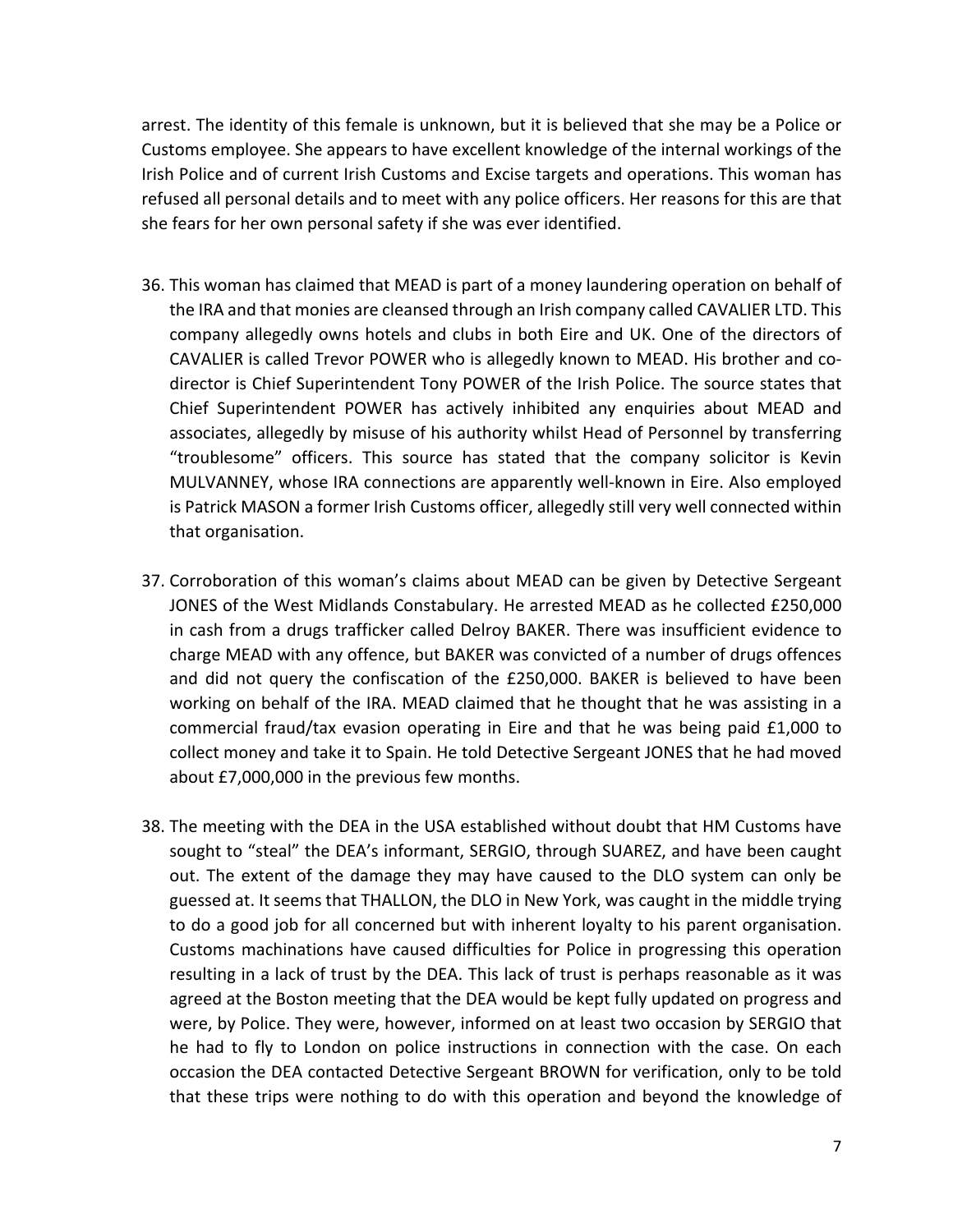arrest. The identity of this female is unknown, but it is believed that she may be a Police or Customs employee. She appears to have excellent knowledge of the internal workings of the Irish Police and of current Irish Customs and Excise targets and operations. This woman has refused all personal details and to meet with any police officers. Her reasons for this are that she fears for her own personal safety if she was ever identified.

36. This woman has claimed that MEAD is part of a money laundering operation on behalf of the IRA and that monies are cleansed through an Irish company called CAVALIER LTD. This company allegedly owns hotels and clubs in both Eire and UK. One of the directors of CAVALIER is called Trevor POWER who is allegedly known to MEAD. His brother and co-director is Chief Superintendent Tony POWER of the Irish Police. The source states that Chief Superintendent POWER has actively inhibited any enquiries about MEAD and associates, allegedly by misuse of his authority whilst Head of Personnel by transferring "troublesome" officers. This source has stated that the company solicitor is Kevin MULVANNEY, whose IRA connections are apparently well-known in Eire. Also employed is Patrick MASON a former Irish Customs officer, allegedly still very well connected within that organisation.

37. Corroboration of this woman's claims about MEAD can be given by Detective Sergeant JONES of the West Midlands Constabulary. He arrested MEAD as he collected £250,000 in cash from a drugs trafficker called Delroy BAKER. There was insufficient evidence to charge MEAD with any offence, but BAKER was convicted of a number of drugs offences and did not query the confiscation of the £250,000. BAKER is believed to have been working on behalf of the IRA. MEAD claimed that he thought that he was assisting in a commercial fraud/tax evasion operating in Eire and that he was being paid £1,000 to collect money and take it to Spain. He told Detective Sergeant JONES that he had moved about £7,000,000 in the previous few months.

38. The meeting with the DEA in the USA established without doubt that HM Customs have sought to "steal" the DEA's informant, SERGIO, through SUAREZ, and have been caught out. The extent of the damage they may have caused to the DLO system can only be guessed at. It seems that THALLON, the DLO in New York, was caught in the middle trying to do a good job for all concerned but with inherent loyalty to his parent organisation. Customs machinations have caused difficulties for Police in progressing this operation resulting in a lack of trust by the DEA. This lack of trust is perhaps reasonable as it was agreed at the Boston meeting that the DEA would be kept fully updated on progress and were, by Police. They were, however, informed on at least two occasion by SERGIO that he had to fly to London on police instructions in connection with the case. On each occasion the DEA contacted Detective Sergeant BROWN for verification, only to be told that these trips were nothing to do with this operation and beyond the knowledge of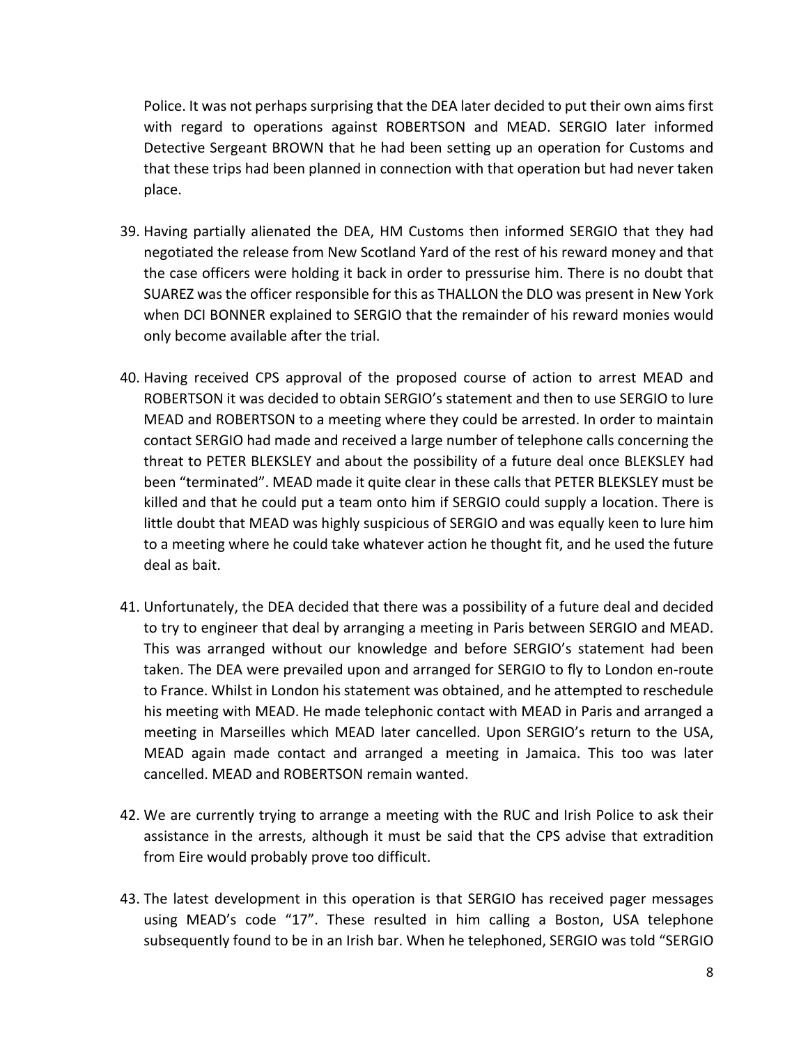Police. It was not perhaps surprising that the DEA later decided to put their own aims first with regard to operations against ROBERTSON and MEAD. SERGIO later informed Detective Sergeant BROWN that he had been setting up an operation for Customs and that these trips had been planned in connection with that operation but had never taken place.

39. Having partially alienated the DEA, HM Customs then informed SERGIO that they had negotiated the release from New Scotland Yard of the rest of his reward money and that the case officers were holding it back in order to pressurise him. There is no doubt that SUAREZ was the officer responsible for this as THALLON the DLO was present in New York when DCI BONNER explained to SERGIO that the remainder of his reward monies would only become available after the trial.

40. Having received CPS approval of the proposed course of action to arrest MEAD and ROBERTSON it was decided to obtain SERGIO's statement and then to use SERGIO to lure MEAD and ROBERTSON to a meeting where they could be arrested. In order to maintain contact SERGIO had made and received a large number of telephone calls concerning the threat to PETER BLEKSLEY and about the possibility of a future deal once BLEKSLEY had been "terminated". MEAD made it quite clear in these calls that PETER BLEKSLEY must be killed and that he could put a team onto him if SERGIO could supply a location. There is little doubt that MEAD was highly suspicious of SERGIO and was equally keen to lure him to a meeting where he could take whatever action he thought fit, and he used the future deal as bait.

41. Unfortunately, the DEA decided that there was a possibility of a future deal and decided to try to engineer that deal by arranging a meeting in Paris between SERGIO and MEAD. This was arranged without our knowledge and before SERGIO's statement had been taken. The DEA were prevailed upon and arranged for SERGIO to fly to London en-route to France. Whilst in London his statement was obtained, and he attempted to reschedule his meeting with MEAD. He made telephonic contact with MEAD in Paris and arranged a meeting in Marseilles which MEAD later cancelled. Upon SERGIO's return to the USA, MEAD again made contact and arranged a meeting in Jamaica. This too was later cancelled. MEAD and ROBERTSON remain wanted.

42. We are currently trying to arrange a meeting with the RUC and Irish Police to ask their assistance in the arrests, although it must be said that the CPS advise that extradition from Eire would probably prove too difficult.

43. The latest development in this operation is that SERGIO has received pager messages using MEAD's code "17". These resulted in him calling a Boston, USA telephone subsequently found to be in an Irish bar. When he telephoned, SERGIO was told "SERGIO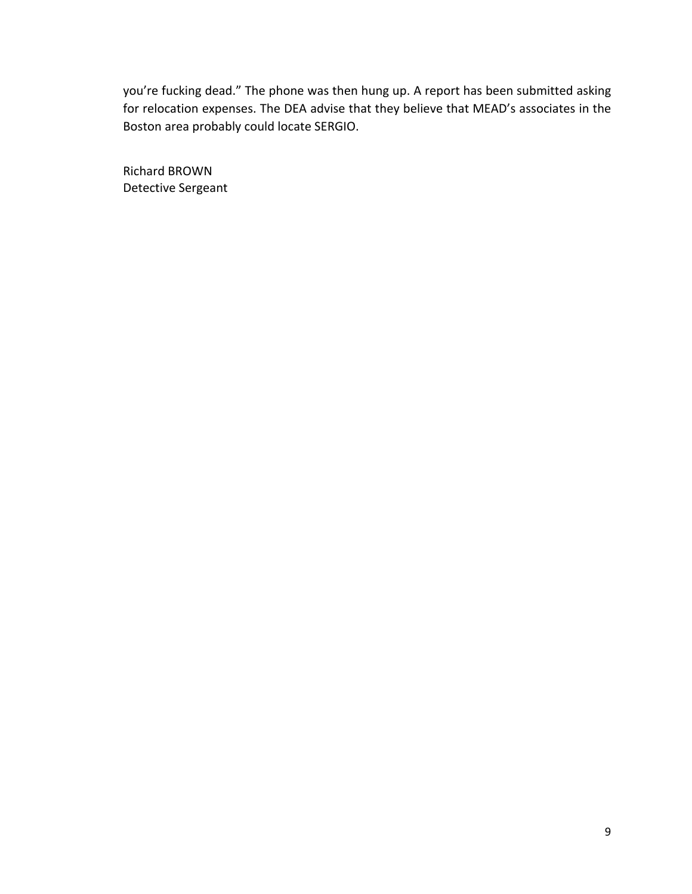you’re fucking dead.” The phone was then hung up. A report has been submitted asking for relocation expenses. The DEA advise that they believe that MEAD’s associates in the Boston area probably could locate SERGIO.

Richard BROWN
Detective Sergeant